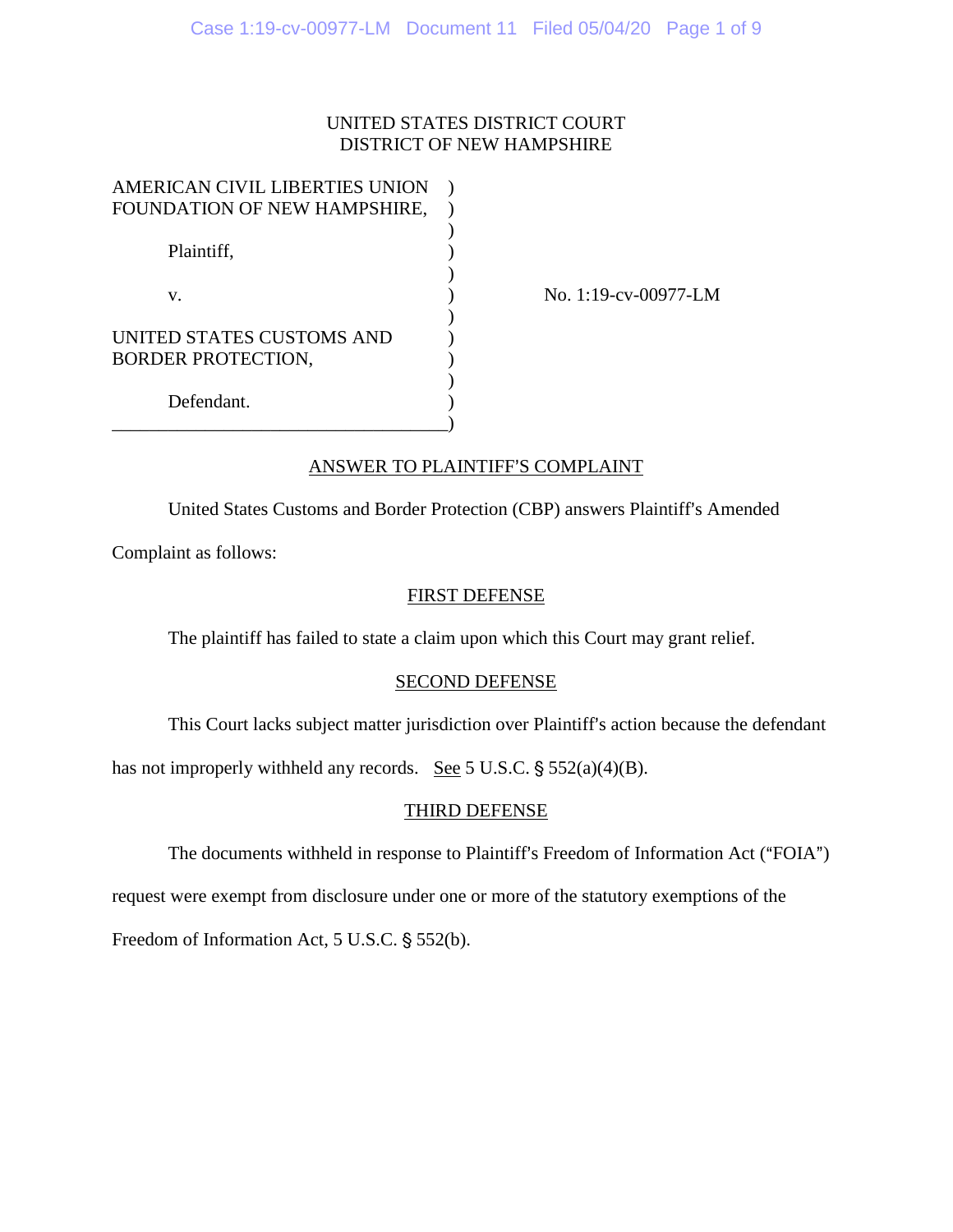UNITED STATES DISTRICT COURT
DISTRICT OF NEW HAMPSHIRE

AMERICAN CIVIL LIBERTIES UNION FOUNDATION OF NEW HAMPSHIRE,

Plaintiff,

v.

UNITED STATES CUSTOMS AND BORDER PROTECTION,

Defendant.

No. 1:19-cv-00977-LM

## ANSWER TO PLAINTIFF'S COMPLAINT

United States Customs and Border Protection (CBP) answers Plaintiff's Amended Complaint as follows:

### FIRST DEFENSE

The plaintiff has failed to state a claim upon which this Court may grant relief.

### SECOND DEFENSE

This Court lacks subject matter jurisdiction over Plaintiff's action because the defendant has not improperly withheld any records. See 5 U.S.C. § 552(a)(4)(B).

### THIRD DEFENSE

The documents withheld in response to Plaintiff's Freedom of Information Act ("FOIA") request were exempt from disclosure under one or more of the statutory exemptions of the Freedom of Information Act, 5 U.S.C. § 552(b).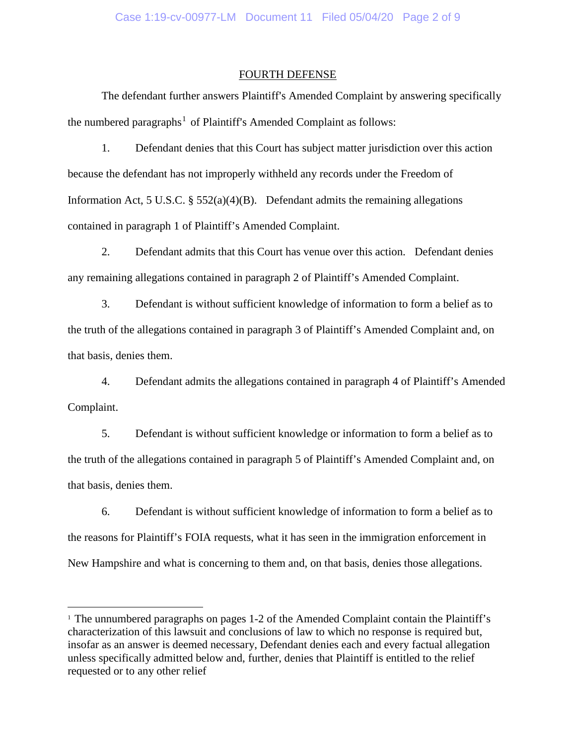## FOURTH DEFENSE

The defendant further answers Plaintiff's Amended Complaint by answering specifically the numbered paragraphs[1] of Plaintiff's Amended Complaint as follows:

1. Defendant denies that this Court has subject matter jurisdiction over this action because the defendant has not improperly withheld any records under the Freedom of Information Act, 5 U.S.C. § 552(a)(4)(B). Defendant admits the remaining allegations contained in paragraph 1 of Plaintiff's Amended Complaint.

2. Defendant admits that this Court has venue over this action. Defendant denies any remaining allegations contained in paragraph 2 of Plaintiff's Amended Complaint.

3. Defendant is without sufficient knowledge of information to form a belief as to the truth of the allegations contained in paragraph 3 of Plaintiff's Amended Complaint and, on that basis, denies them.

4. Defendant admits the allegations contained in paragraph 4 of Plaintiff's Amended Complaint.

5. Defendant is without sufficient knowledge or information to form a belief as to the truth of the allegations contained in paragraph 5 of Plaintiff's Amended Complaint and, on that basis, denies them.

6. Defendant is without sufficient knowledge of information to form a belief as to the reasons for Plaintiff's FOIA requests, what it has seen in the immigration enforcement in New Hampshire and what is concerning to them and, on that basis, denies those allegations.

---

[1] The unnumbered paragraphs on pages 1-2 of the Amended Complaint contain the Plaintiff's characterization of this lawsuit and conclusions of law to which no response is required but, insofar as an answer is deemed necessary, Defendant denies each and every factual allegation unless specifically admitted below and, further, denies that Plaintiff is entitled to the relief requested or to any other relief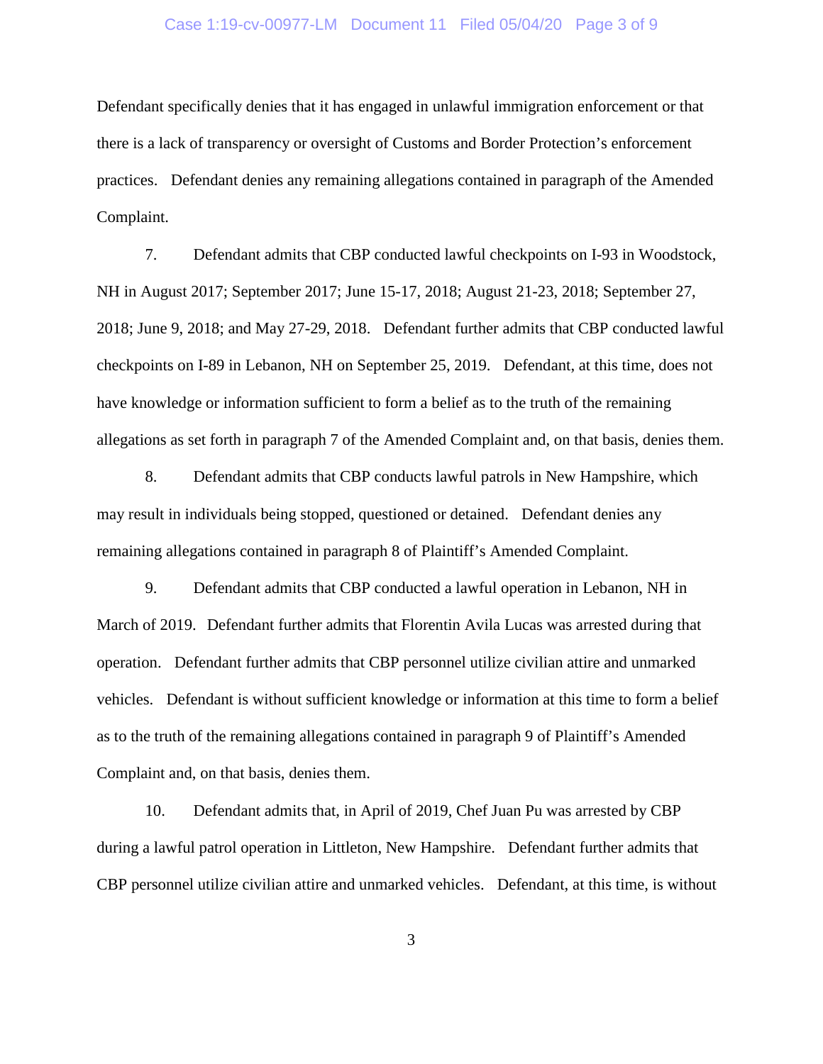Defendant specifically denies that it has engaged in unlawful immigration enforcement or that there is a lack of transparency or oversight of Customs and Border Protection's enforcement practices. Defendant denies any remaining allegations contained in paragraph of the Amended Complaint.

7. Defendant admits that CBP conducted lawful checkpoints on I-93 in Woodstock, NH in August 2017; September 2017; June 15-17, 2018; August 21-23, 2018; September 27, 2018; June 9, 2018; and May 27-29, 2018. Defendant further admits that CBP conducted lawful checkpoints on I-89 in Lebanon, NH on September 25, 2019. Defendant, at this time, does not have knowledge or information sufficient to form a belief as to the truth of the remaining allegations as set forth in paragraph 7 of the Amended Complaint and, on that basis, denies them.

8. Defendant admits that CBP conducts lawful patrols in New Hampshire, which may result in individuals being stopped, questioned or detained. Defendant denies any remaining allegations contained in paragraph 8 of Plaintiff's Amended Complaint.

9. Defendant admits that CBP conducted a lawful operation in Lebanon, NH in March of 2019. Defendant further admits that Florentin Avila Lucas was arrested during that operation. Defendant further admits that CBP personnel utilize civilian attire and unmarked vehicles. Defendant is without sufficient knowledge or information at this time to form a belief as to the truth of the remaining allegations contained in paragraph 9 of Plaintiff's Amended Complaint and, on that basis, denies them.

10. Defendant admits that, in April of 2019, Chef Juan Pu was arrested by CBP during a lawful patrol operation in Littleton, New Hampshire. Defendant further admits that CBP personnel utilize civilian attire and unmarked vehicles. Defendant, at this time, is without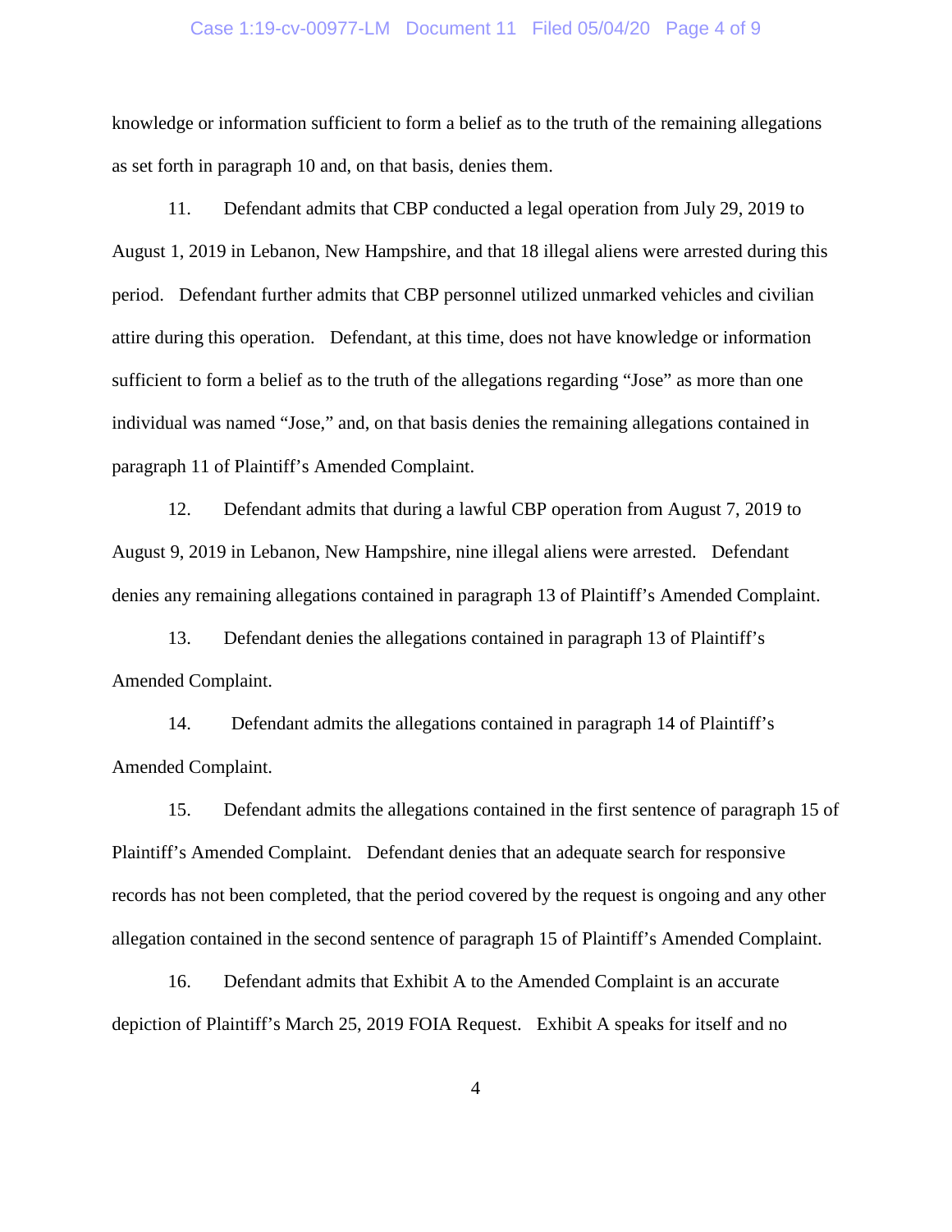knowledge or information sufficient to form a belief as to the truth of the remaining allegations as set forth in paragraph 10 and, on that basis, denies them.

11. Defendant admits that CBP conducted a legal operation from July 29, 2019 to August 1, 2019 in Lebanon, New Hampshire, and that 18 illegal aliens were arrested during this period. Defendant further admits that CBP personnel utilized unmarked vehicles and civilian attire during this operation. Defendant, at this time, does not have knowledge or information sufficient to form a belief as to the truth of the allegations regarding "Jose" as more than one individual was named "Jose," and, on that basis denies the remaining allegations contained in paragraph 11 of Plaintiff's Amended Complaint.

12. Defendant admits that during a lawful CBP operation from August 7, 2019 to August 9, 2019 in Lebanon, New Hampshire, nine illegal aliens were arrested. Defendant denies any remaining allegations contained in paragraph 13 of Plaintiff's Amended Complaint.

13. Defendant denies the allegations contained in paragraph 13 of Plaintiff's Amended Complaint.

14. Defendant admits the allegations contained in paragraph 14 of Plaintiff's Amended Complaint.

15. Defendant admits the allegations contained in the first sentence of paragraph 15 of Plaintiff's Amended Complaint. Defendant denies that an adequate search for responsive records has not been completed, that the period covered by the request is ongoing and any other allegation contained in the second sentence of paragraph 15 of Plaintiff's Amended Complaint.

16. Defendant admits that Exhibit A to the Amended Complaint is an accurate depiction of Plaintiff's March 25, 2019 FOIA Request. Exhibit A speaks for itself and no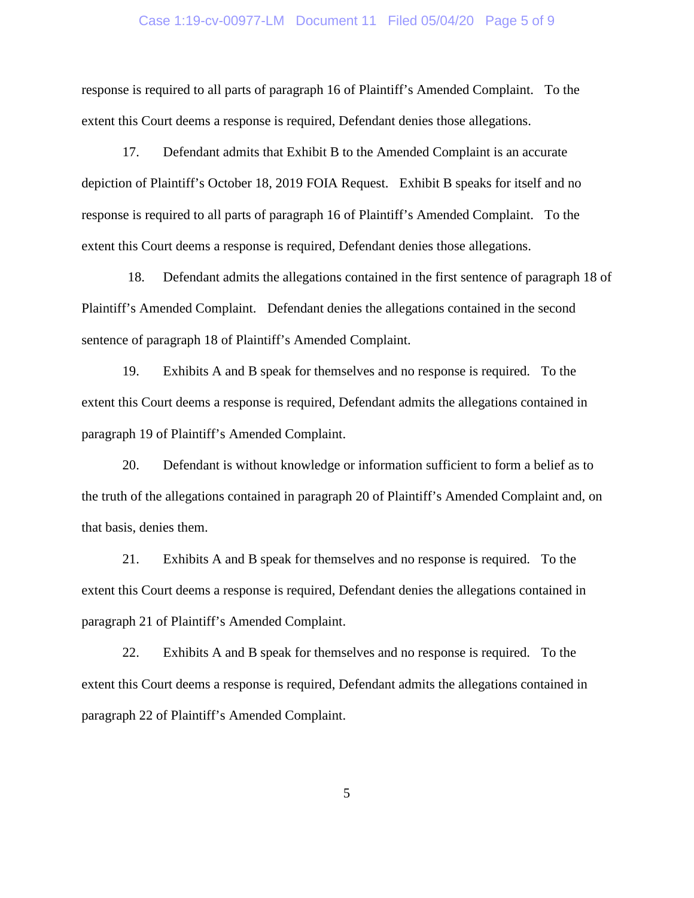response is required to all parts of paragraph 16 of Plaintiff's Amended Complaint. To the extent this Court deems a response is required, Defendant denies those allegations.

17. Defendant admits that Exhibit B to the Amended Complaint is an accurate depiction of Plaintiff's October 18, 2019 FOIA Request. Exhibit B speaks for itself and no response is required to all parts of paragraph 16 of Plaintiff's Amended Complaint. To the extent this Court deems a response is required, Defendant denies those allegations.

18. Defendant admits the allegations contained in the first sentence of paragraph 18 of Plaintiff's Amended Complaint. Defendant denies the allegations contained in the second sentence of paragraph 18 of Plaintiff's Amended Complaint.

19. Exhibits A and B speak for themselves and no response is required. To the extent this Court deems a response is required, Defendant admits the allegations contained in paragraph 19 of Plaintiff's Amended Complaint.

20. Defendant is without knowledge or information sufficient to form a belief as to the truth of the allegations contained in paragraph 20 of Plaintiff's Amended Complaint and, on that basis, denies them.

21. Exhibits A and B speak for themselves and no response is required. To the extent this Court deems a response is required, Defendant denies the allegations contained in paragraph 21 of Plaintiff's Amended Complaint.

22. Exhibits A and B speak for themselves and no response is required. To the extent this Court deems a response is required, Defendant admits the allegations contained in paragraph 22 of Plaintiff's Amended Complaint.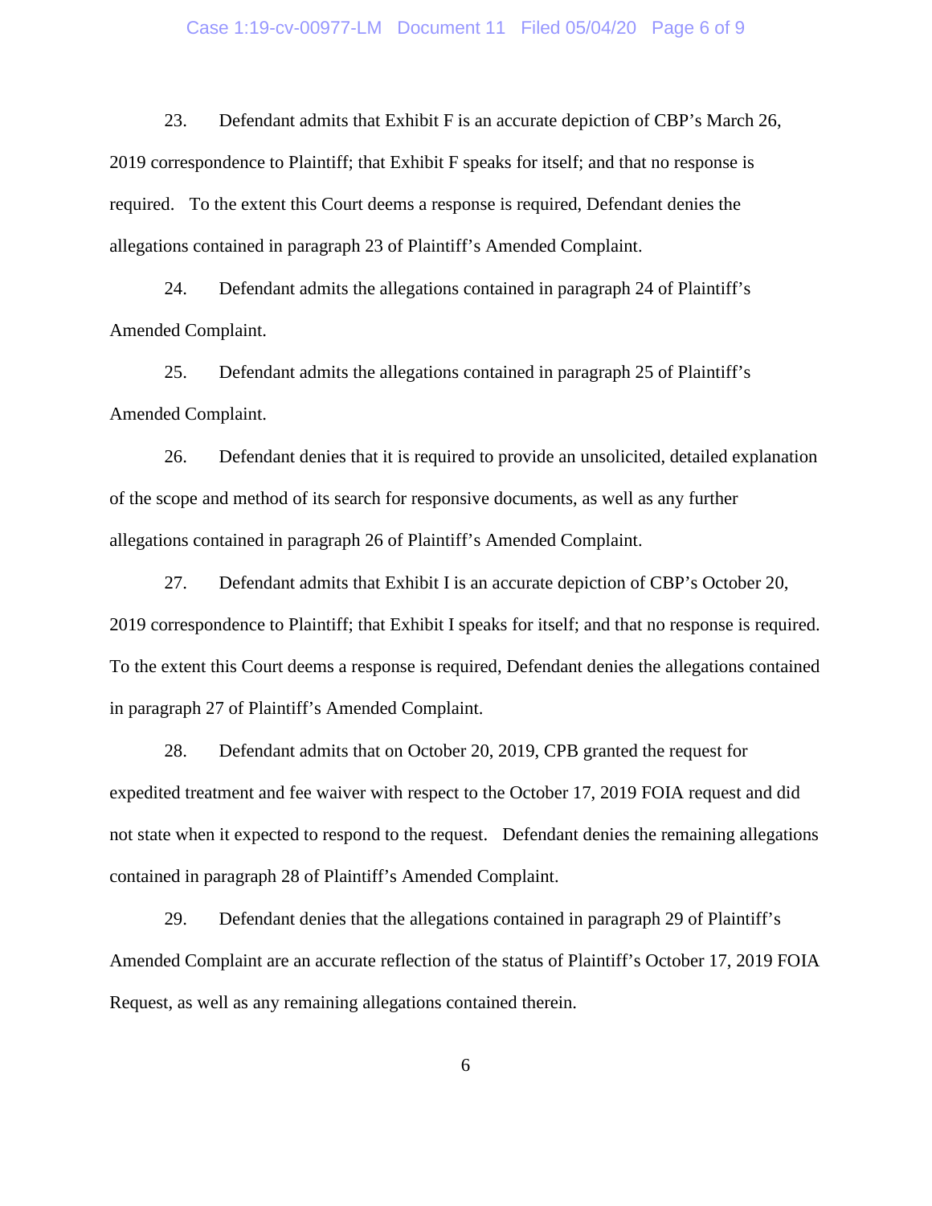23. Defendant admits that Exhibit F is an accurate depiction of CBP's March 26, 2019 correspondence to Plaintiff; that Exhibit F speaks for itself; and that no response is required. To the extent this Court deems a response is required, Defendant denies the allegations contained in paragraph 23 of Plaintiff's Amended Complaint.

24. Defendant admits the allegations contained in paragraph 24 of Plaintiff's Amended Complaint.

25. Defendant admits the allegations contained in paragraph 25 of Plaintiff's Amended Complaint.

26. Defendant denies that it is required to provide an unsolicited, detailed explanation of the scope and method of its search for responsive documents, as well as any further allegations contained in paragraph 26 of Plaintiff's Amended Complaint.

27. Defendant admits that Exhibit I is an accurate depiction of CBP's October 20, 2019 correspondence to Plaintiff; that Exhibit I speaks for itself; and that no response is required. To the extent this Court deems a response is required, Defendant denies the allegations contained in paragraph 27 of Plaintiff's Amended Complaint.

28. Defendant admits that on October 20, 2019, CPB granted the request for expedited treatment and fee waiver with respect to the October 17, 2019 FOIA request and did not state when it expected to respond to the request. Defendant denies the remaining allegations contained in paragraph 28 of Plaintiff's Amended Complaint.

29. Defendant denies that the allegations contained in paragraph 29 of Plaintiff's Amended Complaint are an accurate reflection of the status of Plaintiff's October 17, 2019 FOIA Request, as well as any remaining allegations contained therein.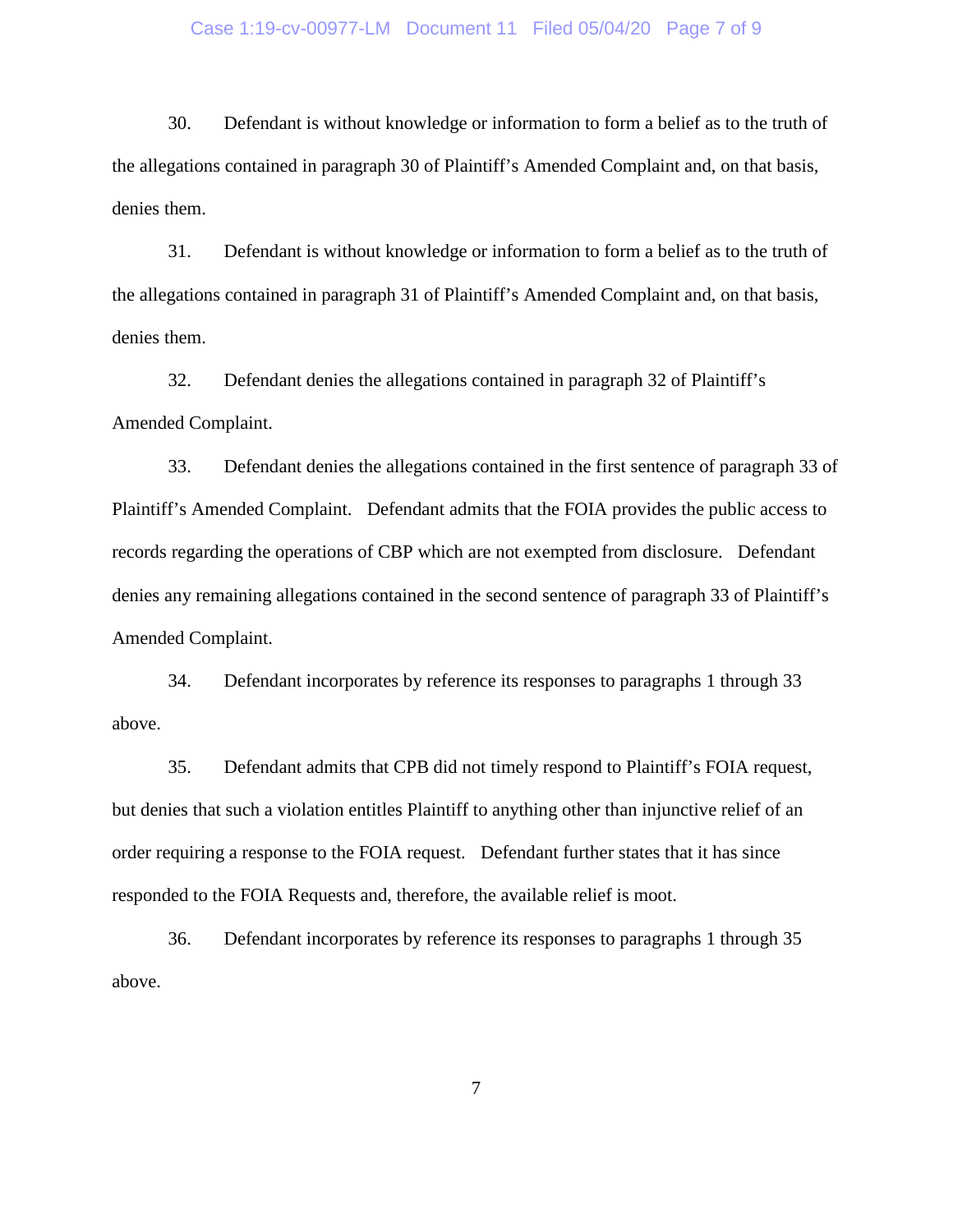30. Defendant is without knowledge or information to form a belief as to the truth of the allegations contained in paragraph 30 of Plaintiff's Amended Complaint and, on that basis, denies them.

31. Defendant is without knowledge or information to form a belief as to the truth of the allegations contained in paragraph 31 of Plaintiff's Amended Complaint and, on that basis, denies them.

32. Defendant denies the allegations contained in paragraph 32 of Plaintiff's Amended Complaint.

33. Defendant denies the allegations contained in the first sentence of paragraph 33 of Plaintiff's Amended Complaint. Defendant admits that the FOIA provides the public access to records regarding the operations of CBP which are not exempted from disclosure. Defendant denies any remaining allegations contained in the second sentence of paragraph 33 of Plaintiff's Amended Complaint.

34. Defendant incorporates by reference its responses to paragraphs 1 through 33 above.

35. Defendant admits that CPB did not timely respond to Plaintiff's FOIA request, but denies that such a violation entitles Plaintiff to anything other than injunctive relief of an order requiring a response to the FOIA request. Defendant further states that it has since responded to the FOIA Requests and, therefore, the available relief is moot.

36. Defendant incorporates by reference its responses to paragraphs 1 through 35 above.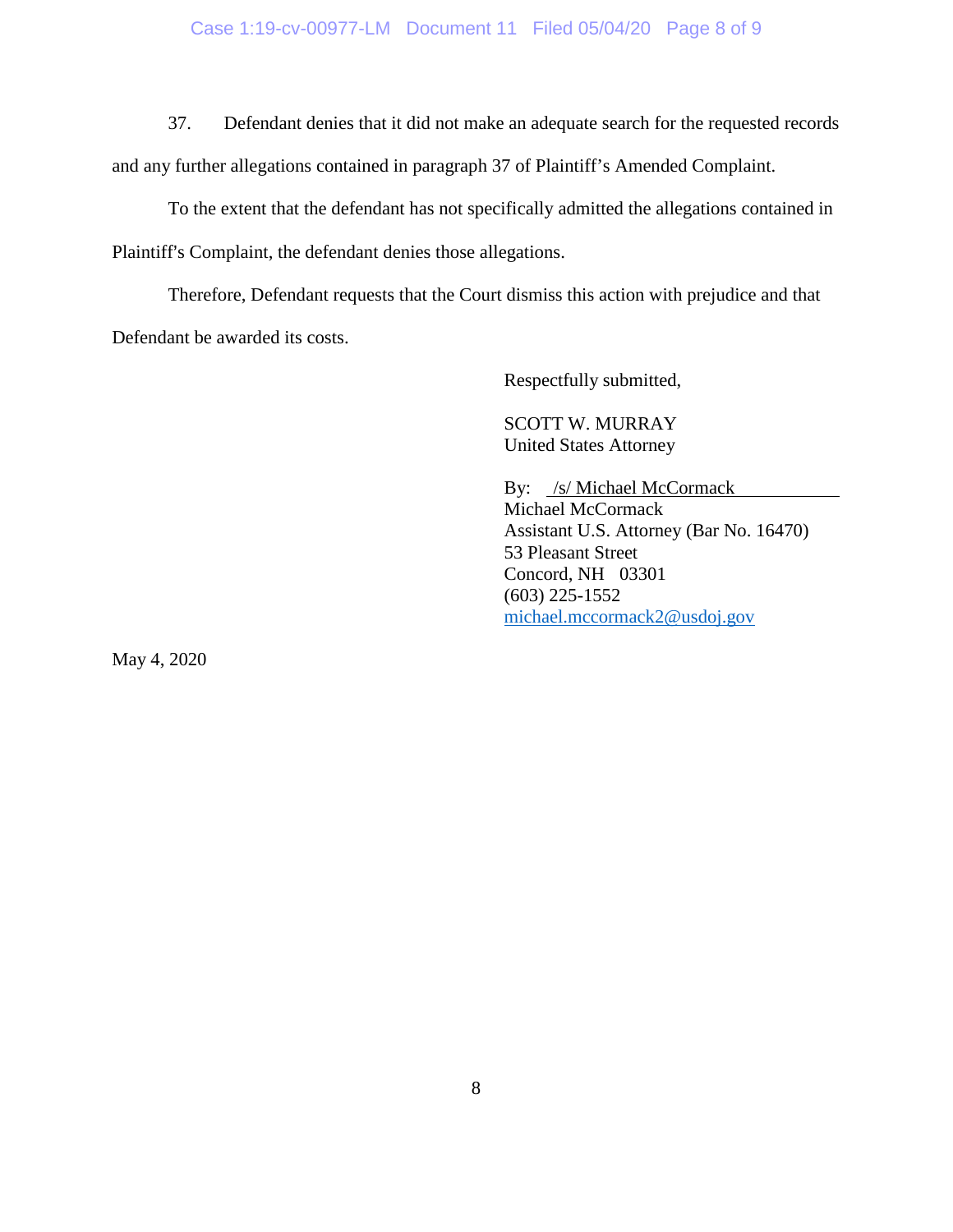37. Defendant denies that it did not make an adequate search for the requested records and any further allegations contained in paragraph 37 of Plaintiff's Amended Complaint.

To the extent that the defendant has not specifically admitted the allegations contained in Plaintiff's Complaint, the defendant denies those allegations.

Therefore, Defendant requests that the Court dismiss this action with prejudice and that Defendant be awarded its costs.

Respectfully submitted,

SCOTT W. MURRAY
United States Attorney

By: /s/ Michael McCormack
Michael McCormack
Assistant U.S. Attorney (Bar No. 16470)
53 Pleasant Street
Concord, NH 03301
(603) 225-1552
michael.mccormack2@usdoj.gov

May 4, 2020